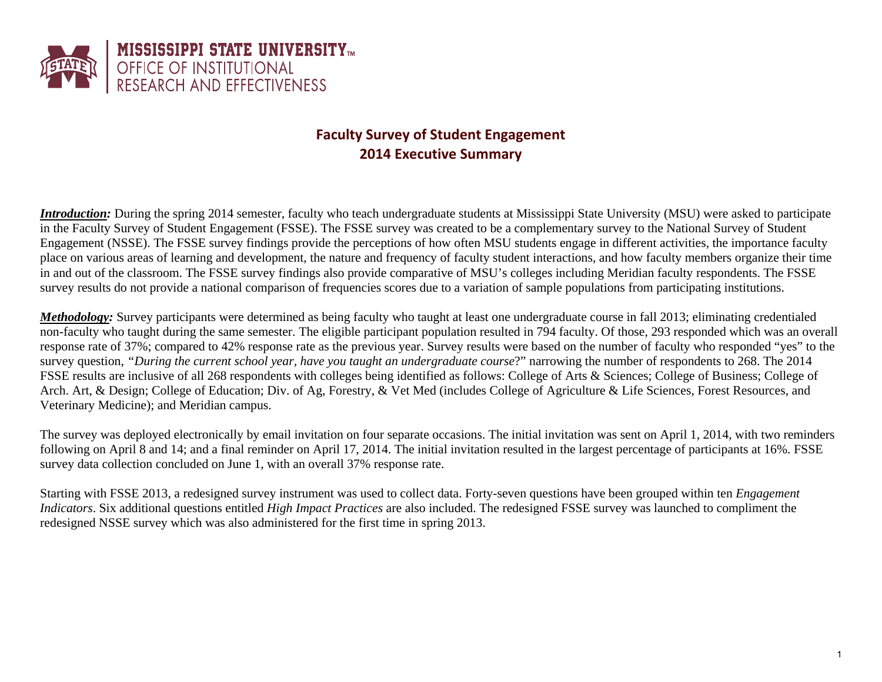MISSISSIPPI STATE UNIVERSITY™
OFFICE OF INSTITUTIONAL
RESEARCH AND EFFECTIVENESS

# Faculty Survey of Student Engagement
## 2014 Executive Summary

***Introduction:*** During the spring 2014 semester, faculty who teach undergraduate students at Mississippi State University (MSU) were asked to participate in the Faculty Survey of Student Engagement (FSSE). The FSSE survey was created to be a complementary survey to the National Survey of Student Engagement (NSSE). The FSSE survey findings provide the perceptions of how often MSU students engage in different activities, the importance faculty place on various areas of learning and development, the nature and frequency of faculty student interactions, and how faculty members organize their time in and out of the classroom. The FSSE survey findings also provide comparative of MSU's colleges including Meridian faculty respondents. The FSSE survey results do not provide a national comparison of frequencies scores due to a variation of sample populations from participating institutions.

***Methodology:*** Survey participants were determined as being faculty who taught at least one undergraduate course in fall 2013; eliminating credentialed non-faculty who taught during the same semester. The eligible participant population resulted in 794 faculty. Of those, 293 responded which was an overall response rate of 37%; compared to 42% response rate as the previous year. Survey results were based on the number of faculty who responded "yes" to the survey question, *"During the current school year, have you taught an undergraduate course*?" narrowing the number of respondents to 268. The 2014 FSSE results are inclusive of all 268 respondents with colleges being identified as follows: College of Arts & Sciences; College of Business; College of Arch. Art, & Design; College of Education; Div. of Ag, Forestry, & Vet Med (includes College of Agriculture & Life Sciences, Forest Resources, and Veterinary Medicine); and Meridian campus.

The survey was deployed electronically by email invitation on four separate occasions. The initial invitation was sent on April 1, 2014, with two reminders following on April 8 and 14; and a final reminder on April 17, 2014. The initial invitation resulted in the largest percentage of participants at 16%. FSSE survey data collection concluded on June 1, with an overall 37% response rate.

Starting with FSSE 2013, a redesigned survey instrument was used to collect data. Forty-seven questions have been grouped within ten *Engagement Indicators*. Six additional questions entitled *High Impact Practices* are also included. The redesigned FSSE survey was launched to compliment the redesigned NSSE survey which was also administered for the first time in spring 2013.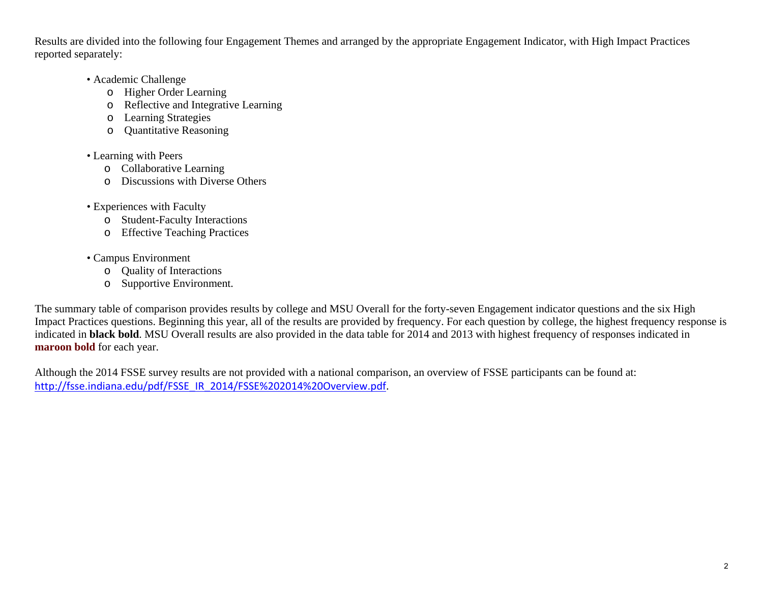Results are divided into the following four Engagement Themes and arranged by the appropriate Engagement Indicator, with High Impact Practices reported separately:

- Academic Challenge
  - Higher Order Learning
  - Reflective and Integrative Learning
  - Learning Strategies
  - Quantitative Reasoning

- Learning with Peers
  - Collaborative Learning
  - Discussions with Diverse Others

- Experiences with Faculty
  - Student-Faculty Interactions
  - Effective Teaching Practices

- Campus Environment
  - Quality of Interactions
  - Supportive Environment.

The summary table of comparison provides results by college and MSU Overall for the forty-seven Engagement indicator questions and the six High Impact Practices questions. Beginning this year, all of the results are provided by frequency. For each question by college, the highest frequency response is indicated in **black bold**. MSU Overall results are also provided in the data table for 2014 and 2013 with highest frequency of responses indicated in **maroon bold** for each year.

Although the 2014 FSSE survey results are not provided with a national comparison, an overview of FSSE participants can be found at: http://fsse.indiana.edu/pdf/FSSE_IR_2014/FSSE%202014%20Overview.pdf.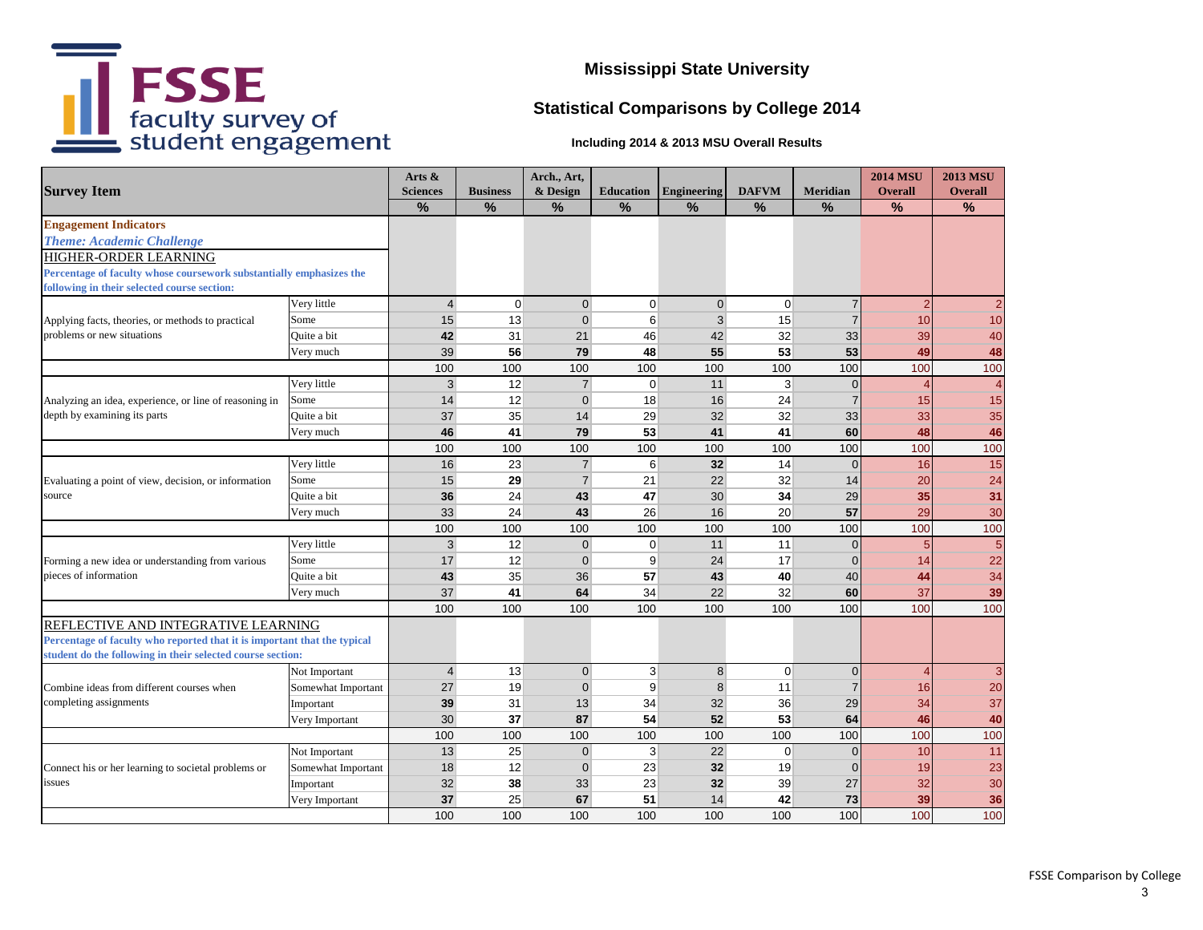# Mississippi State University

## Statistical Comparisons by College 2014

### Including 2014 & 2013 MSU Overall Results

| Survey Item | | Arts & Sciences | Business | Arch., Art, & Design | Education | Engineering | DAFVM | Meridian | 2014 MSU Overall | 2013 MSU Overall |
|---|---|---|---|---|---|---|---|---|---|---|
| | | % | % | % | % | % | % | % | % | % |
| **Engagement Indicators** | | | | | | | | | | |
| ***Theme: Academic Challenge*** | | | | | | | | | | |
| HIGHER-ORDER LEARNING | | | | | | | | | | |
| **Percentage of faculty whose coursework substantially emphasizes the following in their selected course section:** | | | | | | | | | | |
| Applying facts, theories, or methods to practical problems or new situations | Very little | 4 | 0 | 0 | 0 | 0 | 0 | 7 | 2 | 2 |
| | Some | 15 | 13 | 0 | 6 | 3 | 15 | 7 | 10 | 10 |
| | Quite a bit | **42** | 31 | 21 | 46 | 42 | 32 | 33 | 39 | 40 |
| | Very much | 39 | **56** | **79** | **48** | **55** | **53** | **53** | **49** | **48** |
| | | 100 | 100 | 100 | 100 | 100 | 100 | 100 | 100 | 100 |
| Analyzing an idea, experience, or line of reasoning in depth by examining its parts | Very little | 3 | 12 | 7 | 0 | 11 | 3 | 0 | 4 | 4 |
| | Some | 14 | 12 | 0 | 18 | 16 | 24 | 7 | 15 | 15 |
| | Quite a bit | 37 | 35 | 14 | 29 | 32 | 32 | 33 | 33 | 35 |
| | Very much | **46** | **41** | **79** | **53** | **41** | **41** | **60** | **48** | **46** |
| | | 100 | 100 | 100 | 100 | 100 | 100 | 100 | 100 | 100 |
| Evaluating a point of view, decision, or information source | Very little | 16 | 23 | 7 | 6 | **32** | 14 | 0 | 16 | 15 |
| | Some | 15 | **29** | 7 | 21 | 22 | 32 | 14 | 20 | 24 |
| | Quite a bit | **36** | 24 | **43** | **47** | 30 | **34** | 29 | **35** | **31** |
| | Very much | 33 | 24 | **43** | 26 | 16 | 20 | **57** | 29 | 30 |
| | | 100 | 100 | 100 | 100 | 100 | 100 | 100 | 100 | 100 |
| Forming a new idea or understanding from various pieces of information | Very little | 3 | 12 | 0 | 0 | 11 | 11 | 0 | 5 | 5 |
| | Some | 17 | 12 | 0 | 9 | 24 | 17 | 0 | 14 | 22 |
| | Quite a bit | **43** | 35 | 36 | **57** | **43** | **40** | 40 | **44** | 34 |
| | Very much | 37 | **41** | **64** | 34 | 22 | 32 | **60** | 37 | **39** |
| | | 100 | 100 | 100 | 100 | 100 | 100 | 100 | 100 | 100 |
| REFLECTIVE AND INTEGRATIVE LEARNING | | | | | | | | | | |
| **Percentage of faculty who reported that it is important that the typical student do the following in their selected course section:** | | | | | | | | | | |
| Combine ideas from different courses when completing assignments | Not Important | 4 | 13 | 0 | 3 | 8 | 0 | 0 | 4 | 3 |
| | Somewhat Important | 27 | 19 | 0 | 9 | 8 | 11 | 7 | 16 | 20 |
| | Important | **39** | 31 | 13 | 34 | 32 | 36 | 29 | 34 | 37 |
| | Very Important | 30 | **37** | **87** | **54** | **52** | **53** | **64** | **46** | **40** |
| | | 100 | 100 | 100 | 100 | 100 | 100 | 100 | 100 | 100 |
| Connect his or her learning to societal problems or issues | Not Important | 13 | 25 | 0 | 3 | 22 | 0 | 0 | 10 | 11 |
| | Somewhat Important | 18 | 12 | 0 | 23 | **32** | 19 | 0 | 19 | 23 |
| | Important | 32 | **38** | 33 | 23 | **32** | 39 | 27 | 32 | 30 |
| | Very Important | **37** | 25 | **67** | **51** | 14 | **42** | **73** | **39** | **36** |
| | | 100 | 100 | 100 | 100 | 100 | 100 | 100 | 100 | 100 |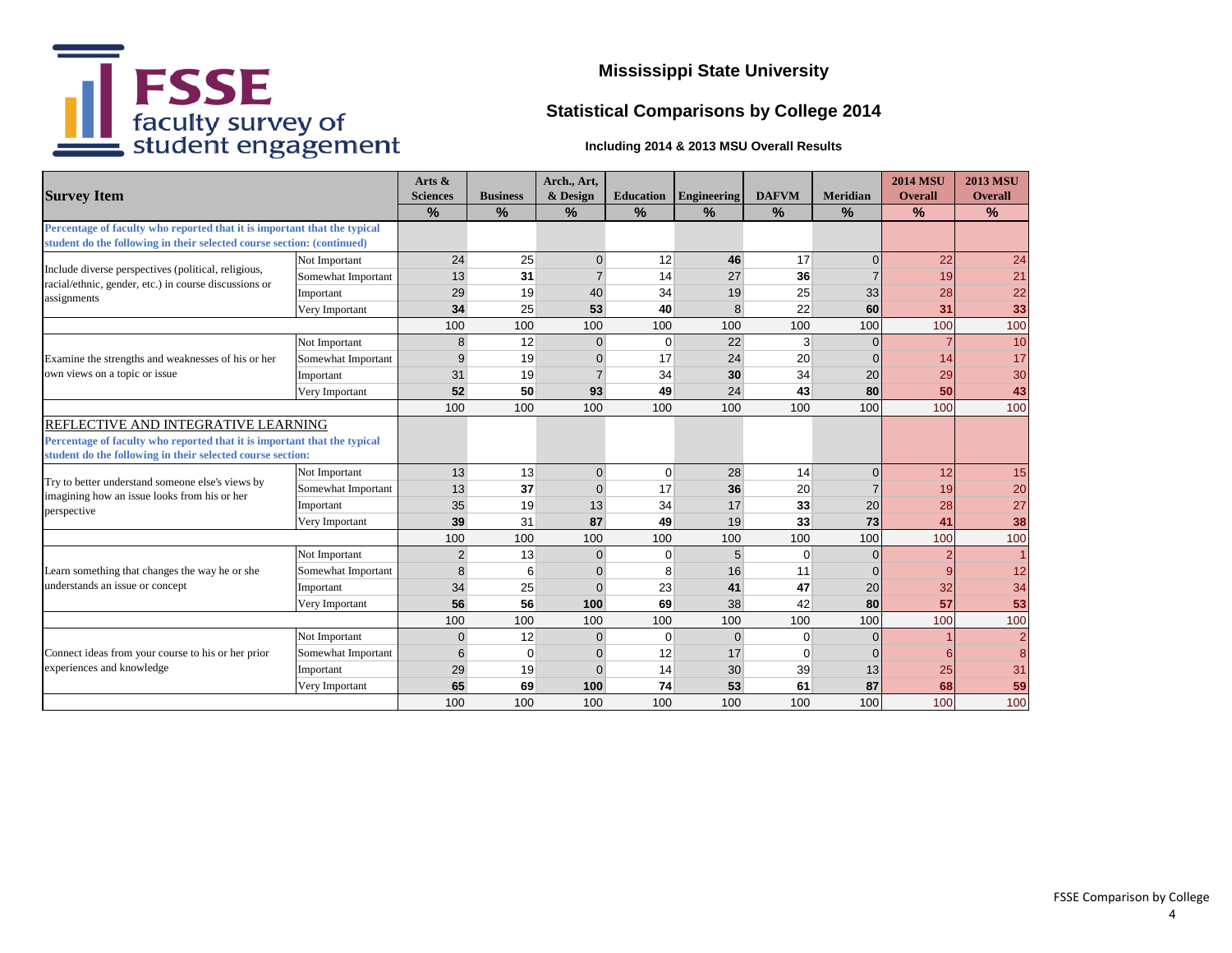# Mississippi State University

## Statistical Comparisons by College 2014

**Including 2014 & 2013 MSU Overall Results**

| Survey Item | | Arts & Sciences | Business | Arch., Art, & Design | Education | Engineering | DAFVM | Meridian | 2014 MSU Overall | 2013 MSU Overall |
|---|---|---|---|---|---|---|---|---|---|---|
| | | % | % | % | % | % | % | % | % | % |
| **Percentage of faculty who reported that it is important that the typical student do the following in their selected course section: (continued)** | | | | | | | | | | |
| Include diverse perspectives (political, religious, racial/ethnic, gender, etc.) in course discussions or assignments | Not Important | 24 | 25 | 0 | 12 | **46** | 17 | 0 | 22 | 24 |
| | Somewhat Important | 13 | **31** | 7 | 14 | 27 | **36** | 7 | 19 | 21 |
| | Important | 29 | 19 | 40 | 34 | 19 | 25 | 33 | 28 | 22 |
| | Very Important | **34** | 25 | **53** | **40** | 8 | 22 | **60** | **31** | **33** |
| | | 100 | 100 | 100 | 100 | 100 | 100 | 100 | 100 | 100 |
| Examine the strengths and weaknesses of his or her own views on a topic or issue | Not Important | 8 | 12 | 0 | 0 | 22 | 3 | 0 | 7 | 10 |
| | Somewhat Important | 9 | 19 | 0 | 17 | 24 | 20 | 0 | 14 | 17 |
| | Important | 31 | 19 | 7 | 34 | **30** | 34 | 20 | 29 | 30 |
| | Very Important | **52** | **50** | **93** | **49** | 24 | **43** | **80** | **50** | **43** |
| | | 100 | 100 | 100 | 100 | 100 | 100 | 100 | 100 | 100 |
| REFLECTIVE AND INTEGRATIVE LEARNING **Percentage of faculty who reported that it is important that the typical student do the following in their selected course section:** | | | | | | | | | | |
| Try to better understand someone else's views by imagining how an issue looks from his or her perspective | Not Important | 13 | 13 | 0 | 0 | 28 | 14 | 0 | 12 | 15 |
| | Somewhat Important | 13 | **37** | 0 | 17 | **36** | 20 | 7 | 19 | 20 |
| | Important | 35 | 19 | 13 | 34 | 17 | **33** | 20 | 28 | 27 |
| | Very Important | **39** | 31 | **87** | **49** | 19 | **33** | **73** | **41** | **38** |
| | | 100 | 100 | 100 | 100 | 100 | 100 | 100 | 100 | 100 |
| Learn something that changes the way he or she understands an issue or concept | Not Important | 2 | 13 | 0 | 0 | 5 | 0 | 0 | 2 | 1 |
| | Somewhat Important | 8 | 6 | 0 | 8 | 16 | 11 | 0 | 9 | 12 |
| | Important | 34 | 25 | 0 | 23 | **41** | **47** | 20 | 32 | 34 |
| | Very Important | **56** | **56** | **100** | **69** | 38 | 42 | **80** | **57** | **53** |
| | | 100 | 100 | 100 | 100 | 100 | 100 | 100 | 100 | 100 |
| Connect ideas from your course to his or her prior experiences and knowledge | Not Important | 0 | 12 | 0 | 0 | 0 | 0 | 0 | 1 | 2 |
| | Somewhat Important | 6 | 0 | 0 | 12 | 17 | 0 | 0 | 6 | 8 |
| | Important | 29 | 19 | 0 | 14 | 30 | 39 | 13 | 25 | 31 |
| | Very Important | **65** | **69** | **100** | **74** | **53** | **61** | **87** | **68** | **59** |
| | | 100 | 100 | 100 | 100 | 100 | 100 | 100 | 100 | 100 |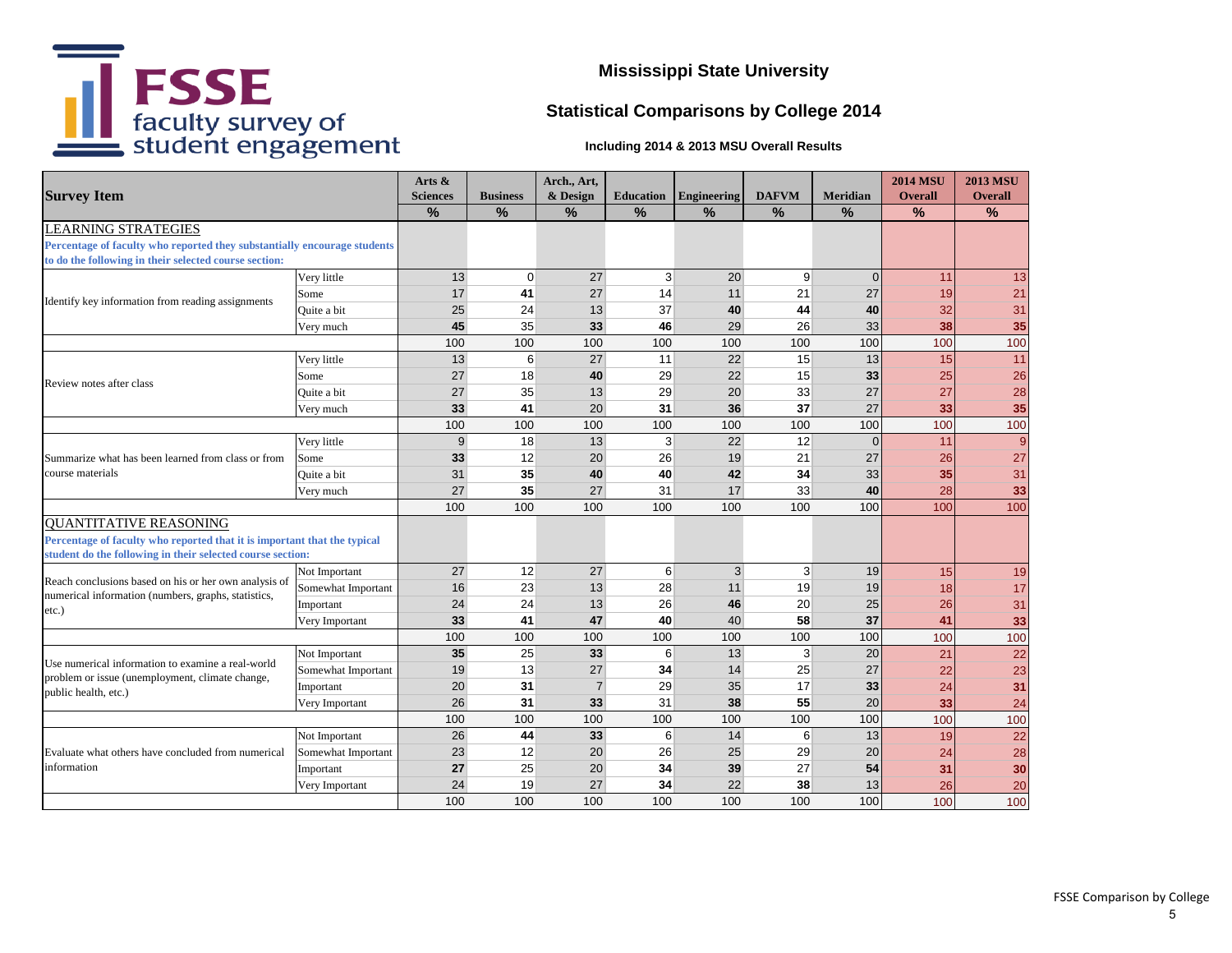# Mississippi State University

## Statistical Comparisons by College 2014

**Including 2014 & 2013 MSU Overall Results**

| Survey Item | | Arts & Sciences | Business | Arch., Art, & Design | Education | Engineering | DAFVM | Meridian | 2014 MSU Overall | 2013 MSU Overall |
|---|---|---|---|---|---|---|---|---|---|---|
| | | % | % | % | % | % | % | % | % | % |
| LEARNING STRATEGIES | | | | | | | | | | |
| Percentage of faculty who reported they substantially encourage students to do the following in their selected course section: | | | | | | | | | | |
| Identify key information from reading assignments | Very little | 13 | 0 | 27 | 3 | 20 | 9 | 0 | 11 | 13 |
| | Some | 17 | **41** | 27 | 14 | 11 | 21 | 27 | 19 | 21 |
| | Quite a bit | 25 | 24 | 13 | 37 | **40** | **44** | **40** | 32 | 31 |
| | Very much | **45** | 35 | **33** | **46** | 29 | 26 | 33 | **38** | **35** |
| | | 100 | 100 | 100 | 100 | 100 | 100 | 100 | 100 | 100 |
| Review notes after class | Very little | 13 | 6 | 27 | 11 | 22 | 15 | 13 | 15 | 11 |
| | Some | 27 | 18 | **40** | 29 | 22 | 15 | **33** | 25 | 26 |
| | Quite a bit | 27 | 35 | 13 | 29 | 20 | 33 | 27 | 27 | 28 |
| | Very much | **33** | **41** | 20 | **31** | **36** | **37** | 27 | **33** | **35** |
| | | 100 | 100 | 100 | 100 | 100 | 100 | 100 | 100 | 100 |
| Summarize what has been learned from class or from course materials | Very little | 9 | 18 | 13 | 3 | 22 | 12 | 0 | 11 | 9 |
| | Some | **33** | 12 | 20 | 26 | 19 | 21 | 27 | 26 | 27 |
| | Quite a bit | 31 | **35** | **40** | **40** | **42** | **34** | 33 | **35** | 31 |
| | Very much | 27 | **35** | 27 | 31 | 17 | 33 | **40** | 28 | **33** |
| | | 100 | 100 | 100 | 100 | 100 | 100 | 100 | 100 | 100 |
| QUANTITATIVE REASONING | | | | | | | | | | |
| Percentage of faculty who reported that it is important that the typical student do the following in their selected course section: | | | | | | | | | | |
| Reach conclusions based on his or her own analysis of numerical information (numbers, graphs, statistics, etc.) | Not Important | 27 | 12 | 27 | 6 | 3 | 3 | 19 | 15 | 19 |
| | Somewhat Important | 16 | 23 | 13 | 28 | 11 | 19 | 19 | 18 | 17 |
| | Important | 24 | 24 | 13 | 26 | **46** | 20 | 25 | 26 | 31 |
| | Very Important | **33** | **41** | **47** | **40** | 40 | **58** | **37** | **41** | **33** |
| | | 100 | 100 | 100 | 100 | 100 | 100 | 100 | 100 | 100 |
| Use numerical information to examine a real-world problem or issue (unemployment, climate change, public health, etc.) | Not Important | **35** | 25 | **33** | 6 | 13 | 3 | 20 | 21 | 22 |
| | Somewhat Important | 19 | 13 | 27 | **34** | 14 | 25 | 27 | 22 | 23 |
| | Important | 20 | **31** | 7 | 29 | 35 | 17 | **33** | 24 | **31** |
| | Very Important | 26 | **31** | **33** | 31 | **38** | **55** | 20 | **33** | 24 |
| | | 100 | 100 | 100 | 100 | 100 | 100 | 100 | 100 | 100 |
| Evaluate what others have concluded from numerical information | Not Important | 26 | **44** | **33** | 6 | 14 | 6 | 13 | 19 | 22 |
| | Somewhat Important | 23 | 12 | 20 | 26 | 25 | 29 | 20 | 24 | 28 |
| | Important | **27** | 25 | 20 | **34** | **39** | 27 | **54** | **31** | **30** |
| | Very Important | 24 | 19 | 27 | **34** | 22 | **38** | 13 | 26 | 20 |
| | | 100 | 100 | 100 | 100 | 100 | 100 | 100 | 100 | 100 |

FSSE Comparison by College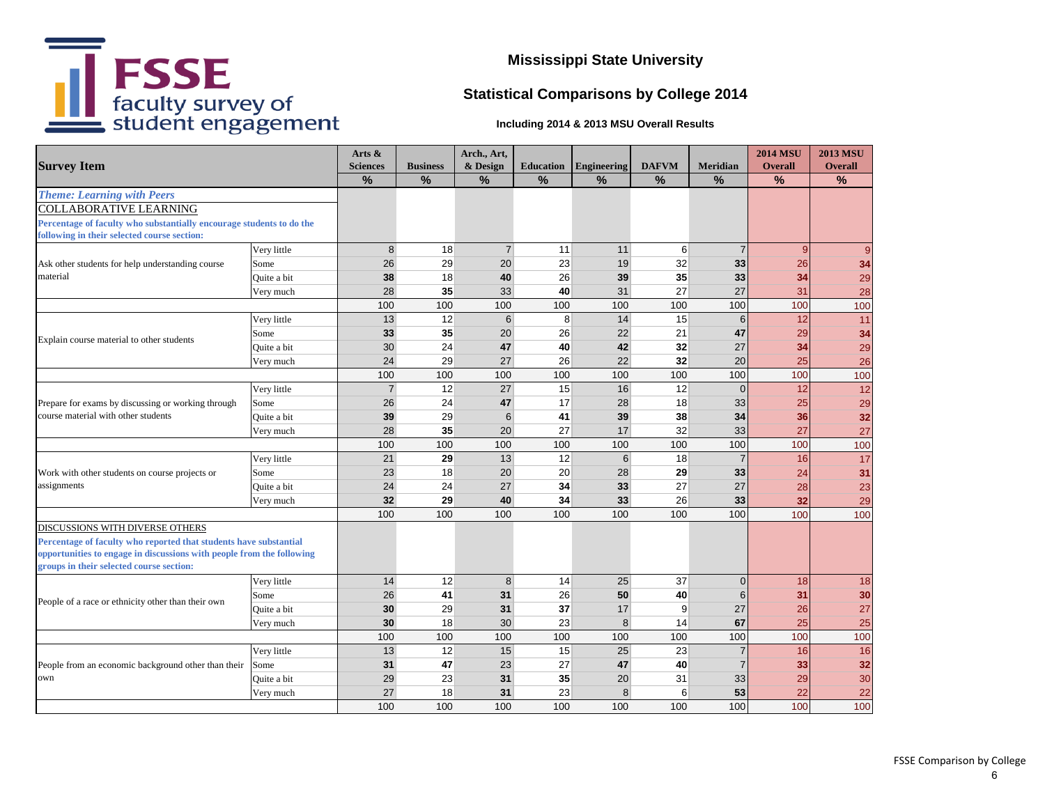# Mississippi State University

## Statistical Comparisons by College 2014

**Including 2014 & 2013 MSU Overall Results**

| Survey Item | | Arts & Sciences | Business | Arch., Art, & Design | Education | Engineering | DAFVM | Meridian | 2014 MSU Overall | 2013 MSU Overall |
|---|---|---|---|---|---|---|---|---|---|---|
| | | % | % | % | % | % | % | % | % | % |
| ***Theme: Learning with Peers*** | | | | | | | | | | |
| COLLABORATIVE LEARNING | | | | | | | | | | |
| **Percentage of faculty who substantially encourage students to do the following in their selected course section:** | | | | | | | | | | |
| Ask other students for help understanding course material | Very little | 8 | 18 | 7 | 11 | 11 | 6 | 7 | 9 | 9 |
| | Some | 26 | 29 | 20 | 23 | 19 | 32 | **33** | 26 | **34** |
| | Quite a bit | **38** | 18 | **40** | 26 | **39** | **35** | **33** | **34** | 29 |
| | Very much | 28 | **35** | 33 | **40** | 31 | 27 | 27 | 31 | 28 |
| | | 100 | 100 | 100 | 100 | 100 | 100 | 100 | 100 | 100 |
| Explain course material to other students | Very little | 13 | 12 | 6 | 8 | 14 | 15 | 6 | 12 | 11 |
| | Some | **33** | **35** | 20 | 26 | 22 | 21 | **47** | 29 | **34** |
| | Quite a bit | 30 | 24 | **47** | **40** | **42** | **32** | 27 | **34** | 29 |
| | Very much | 24 | 29 | 27 | 26 | 22 | **32** | 20 | 25 | 26 |
| | | 100 | 100 | 100 | 100 | 100 | 100 | 100 | 100 | 100 |
| Prepare for exams by discussing or working through course material with other students | Very little | 7 | 12 | 27 | 15 | 16 | 12 | 0 | 12 | 12 |
| | Some | 26 | 24 | **47** | 17 | 28 | 18 | 33 | 25 | 29 |
| | Quite a bit | **39** | 29 | 6 | **41** | **39** | **38** | **34** | **36** | **32** |
| | Very much | 28 | **35** | 20 | 27 | 17 | 32 | 33 | 27 | 27 |
| | | 100 | 100 | 100 | 100 | 100 | 100 | 100 | 100 | 100 |
| Work with other students on course projects or assignments | Very little | 21 | **29** | 13 | 12 | 6 | 18 | 7 | 16 | 17 |
| | Some | 23 | 18 | 20 | 20 | 28 | **29** | **33** | 24 | **31** |
| | Quite a bit | 24 | 24 | 27 | **34** | **33** | 27 | 27 | 28 | 23 |
| | Very much | **32** | **29** | **40** | **34** | **33** | 26 | **33** | **32** | 29 |
| | | 100 | 100 | 100 | 100 | 100 | 100 | 100 | 100 | 100 |
| DISCUSSIONS WITH DIVERSE OTHERS | | | | | | | | | | |
| **Percentage of faculty who reported that students have substantial opportunities to engage in discussions with people from the following groups in their selected course section:** | | | | | | | | | | |
| People of a race or ethnicity other than their own | Very little | 14 | 12 | 8 | 14 | 25 | 37 | 0 | 18 | 18 |
| | Some | 26 | **41** | **31** | 26 | **50** | **40** | 6 | **31** | **30** |
| | Quite a bit | **30** | 29 | **31** | **37** | 17 | 9 | 27 | 26 | 27 |
| | Very much | **30** | 18 | 30 | 23 | 8 | 14 | **67** | 25 | 25 |
| | | 100 | 100 | 100 | 100 | 100 | 100 | 100 | 100 | 100 |
| People from an economic background other than their own | Very little | 13 | 12 | 15 | 15 | 25 | 23 | 7 | 16 | 16 |
| | Some | **31** | **47** | 23 | 27 | **47** | **40** | 7 | **33** | **32** |
| | Quite a bit | 29 | 23 | **31** | **35** | 20 | 31 | 33 | 29 | 30 |
| | Very much | 27 | 18 | **31** | 23 | 8 | 6 | **53** | 22 | 22 |
| | | 100 | 100 | 100 | 100 | 100 | 100 | 100 | 100 | 100 |

FSSE Comparison by College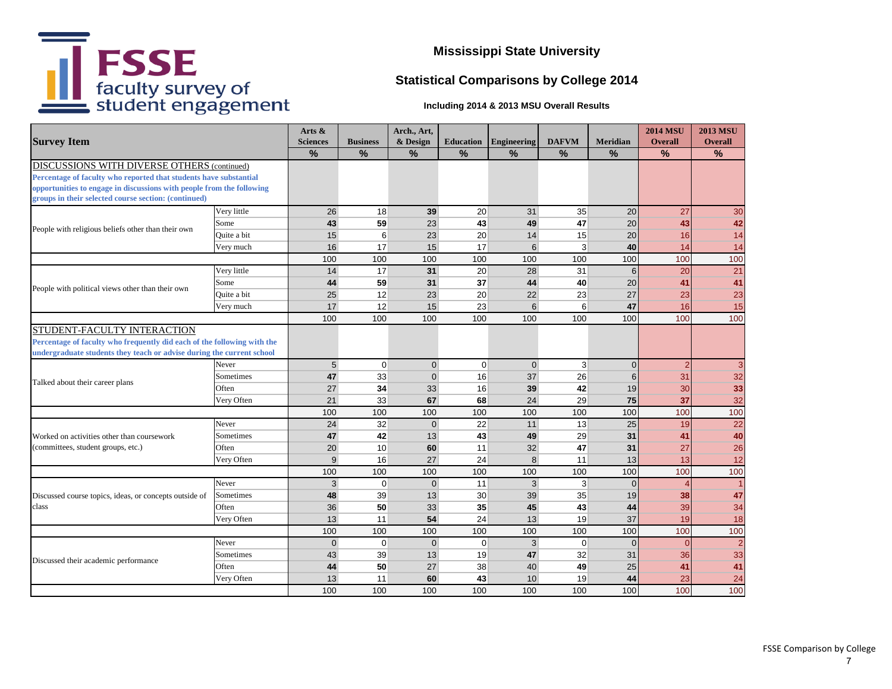# FSSE faculty survey of student engagement

## Mississippi State University

### Statistical Comparisons by College 2014

**Including 2014 & 2013 MSU Overall Results**

| Survey Item | | Arts & Sciences | Business | Arch., Art, & Design | Education | Engineering | DAFVM | Meridian | 2014 MSU Overall | 2013 MSU Overall |
|---|---|---|---|---|---|---|---|---|---|---|
| | | % | % | % | % | % | % | % | % | % |
| DISCUSSIONS WITH DIVERSE OTHERS (continued) Percentage of faculty who reported that students have substantial opportunities to engage in discussions with people from the following groups in their selected course section: (continued) | | | | | | | | | | |
| People with religious beliefs other than their own | Very little | 26 | 18 | **39** | 20 | 31 | 35 | 20 | 27 | 30 |
| | Some | **43** | **59** | 23 | **43** | **49** | **47** | 20 | **43** | **42** |
| | Quite a bit | 15 | 6 | 23 | 20 | 14 | 15 | 20 | 16 | 14 |
| | Very much | 16 | 17 | 15 | 17 | 6 | 3 | **40** | 14 | 14 |
| | | 100 | 100 | 100 | 100 | 100 | 100 | 100 | 100 | 100 |
| People with political views other than their own | Very little | 14 | 17 | **31** | 20 | 28 | 31 | 6 | 20 | 21 |
| | Some | **44** | **59** | **31** | **37** | **44** | **40** | 20 | **41** | **41** |
| | Quite a bit | 25 | 12 | 23 | 20 | 22 | 23 | 27 | 23 | 23 |
| | Very much | 17 | 12 | 15 | 23 | 6 | 6 | **47** | 16 | 15 |
| | | 100 | 100 | 100 | 100 | 100 | 100 | 100 | 100 | 100 |
| STUDENT-FACULTY INTERACTION Percentage of faculty who frequently did each of the following with the undergraduate students they teach or advise during the current school | | | | | | | | | | |
| Talked about their career plans | Never | 5 | 0 | 0 | 0 | 0 | 3 | 0 | 2 | 3 |
| | Sometimes | **47** | 33 | 0 | 16 | 37 | 26 | 6 | 31 | 32 |
| | Often | 27 | **34** | 33 | 16 | **39** | **42** | 19 | 30 | **33** |
| | Very Often | 21 | 33 | **67** | **68** | 24 | 29 | **75** | **37** | 32 |
| | | 100 | 100 | 100 | 100 | 100 | 100 | 100 | 100 | 100 |
| Worked on activities other than coursework (committees, student groups, etc.) | Never | 24 | 32 | 0 | 22 | 11 | 13 | 25 | 19 | 22 |
| | Sometimes | **47** | **42** | 13 | **43** | **49** | 29 | **31** | **41** | **40** |
| | Often | 20 | 10 | **60** | 11 | 32 | **47** | **31** | 27 | 26 |
| | Very Often | 9 | 16 | 27 | 24 | 8 | 11 | 13 | 13 | 12 |
| | | 100 | 100 | 100 | 100 | 100 | 100 | 100 | 100 | 100 |
| Discussed course topics, ideas, or concepts outside of class | Never | 3 | 0 | 0 | 11 | 3 | 3 | 0 | 4 | 1 |
| | Sometimes | **48** | 39 | 13 | 30 | 39 | 35 | 19 | 38 | **47** |
| | Often | 36 | **50** | 33 | **35** | **45** | **43** | **44** | **39** | 34 |
| | Very Often | 13 | 11 | **54** | 24 | 13 | 19 | 37 | 19 | 18 |
| | | 100 | 100 | 100 | 100 | 100 | 100 | 100 | 100 | 100 |
| Discussed their academic performance | Never | 0 | 0 | 0 | 0 | 3 | 0 | 0 | 0 | 2 |
| | Sometimes | 43 | 39 | 13 | 19 | **47** | 32 | 31 | 36 | 33 |
| | Often | **44** | **50** | 27 | 38 | 40 | **49** | 25 | **41** | **41** |
| | Very Often | 13 | 11 | **60** | **43** | 10 | 19 | **44** | 23 | 24 |
| | | 100 | 100 | 100 | 100 | 100 | 100 | 100 | 100 | 100 |

FSSE Comparison by College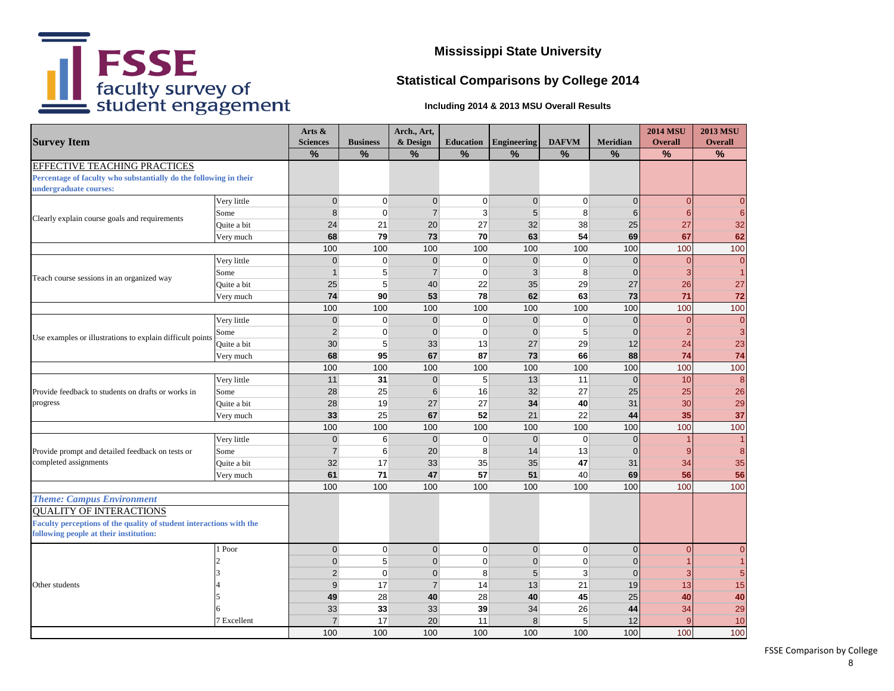# Mississippi State University

## Statistical Comparisons by College 2014

### Including 2014 & 2013 MSU Overall Results

| Survey Item | | Arts & Sciences | Business | Arch., Art, & Design | Education | Engineering | DAFVM | Meridian | 2014 MSU Overall | 2013 MSU Overall |
|---|---|---|---|---|---|---|---|---|---|---|
| | | % | % | % | % | % | % | % | % | % |
| **EFFECTIVE TEACHING PRACTICES** | | | | | | | | | | |
| **Percentage of faculty who substantially do the following in their undergraduate courses:** | | | | | | | | | | |
| Clearly explain course goals and requirements | Very little | 0 | 0 | 0 | 0 | 0 | 0 | 0 | 0 | 0 |
| | Some | 8 | 0 | 7 | 3 | 5 | 8 | 6 | 6 | 6 |
| | Quite a bit | 24 | 21 | 20 | 27 | 32 | 38 | 25 | 27 | 32 |
| | Very much | **68** | **79** | **73** | **70** | **63** | **54** | **69** | **67** | **62** |
| | | 100 | 100 | 100 | 100 | 100 | 100 | 100 | 100 | 100 |
| Teach course sessions in an organized way | Very little | 0 | 0 | 0 | 0 | 0 | 0 | 0 | 0 | 0 |
| | Some | 1 | 5 | 7 | 0 | 3 | 8 | 0 | 3 | 1 |
| | Quite a bit | 25 | 5 | 40 | 22 | 35 | 29 | 27 | 26 | 27 |
| | Very much | **74** | **90** | **53** | **78** | **62** | **63** | **73** | **71** | **72** |
| | | 100 | 100 | 100 | 100 | 100 | 100 | 100 | 100 | 100 |
| Use examples or illustrations to explain difficult points | Very little | 0 | 0 | 0 | 0 | 0 | 0 | 0 | 0 | 0 |
| | Some | 2 | 0 | 0 | 0 | 0 | 5 | 0 | 2 | 3 |
| | Quite a bit | 30 | 5 | 33 | 13 | 27 | 29 | 12 | 24 | 23 |
| | Very much | **68** | **95** | **67** | **87** | **73** | **66** | **88** | **74** | **74** |
| | | 100 | 100 | 100 | 100 | 100 | 100 | 100 | 100 | 100 |
| Provide feedback to students on drafts or works in progress | Very little | 11 | **31** | 0 | 5 | 13 | 11 | 0 | 10 | 8 |
| | Some | 28 | 25 | 6 | 16 | 32 | 27 | 25 | 25 | 26 |
| | Quite a bit | 28 | 19 | 27 | 27 | **34** | **40** | 31 | 30 | 29 |
| | Very much | **33** | 25 | **67** | **52** | 21 | 22 | **44** | **35** | **37** |
| | | 100 | 100 | 100 | 100 | 100 | 100 | 100 | 100 | 100 |
| Provide prompt and detailed feedback on tests or completed assignments | Very little | 0 | 6 | 0 | 0 | 0 | 0 | 0 | 1 | 1 |
| | Some | 7 | 6 | 20 | 8 | 14 | 13 | 0 | 9 | 8 |
| | Quite a bit | 32 | 17 | 33 | 35 | 35 | **47** | 31 | 34 | 35 |
| | Very much | **61** | **71** | **47** | **57** | **51** | 40 | **69** | **56** | **56** |
| | | 100 | 100 | 100 | 100 | 100 | 100 | 100 | 100 | 100 |
| ***Theme: Campus Environment*** | | | | | | | | | | |
| **QUALITY OF INTERACTIONS** | | | | | | | | | | |
| **Faculty perceptions of the quality of student interactions with the following people at their institution:** | | | | | | | | | | |
| Other students | 1 Poor | 0 | 0 | 0 | 0 | 0 | 0 | 0 | 0 | 0 |
| | 2 | 0 | 5 | 0 | 0 | 0 | 0 | 0 | 1 | 1 |
| | 3 | 2 | 0 | 0 | 8 | 5 | 3 | 0 | 3 | 5 |
| | 4 | 9 | 17 | 7 | 14 | 13 | 21 | 19 | 13 | 15 |
| | 5 | **49** | 28 | **40** | 28 | **40** | **45** | 25 | **40** | **40** |
| | 6 | 33 | **33** | 33 | **39** | 34 | 26 | **44** | 34 | 29 |
| | 7 Excellent | 7 | 17 | 20 | 11 | 8 | 5 | 12 | 9 | 10 |
| | | 100 | 100 | 100 | 100 | 100 | 100 | 100 | 100 | 100 |

FSSE Comparison by College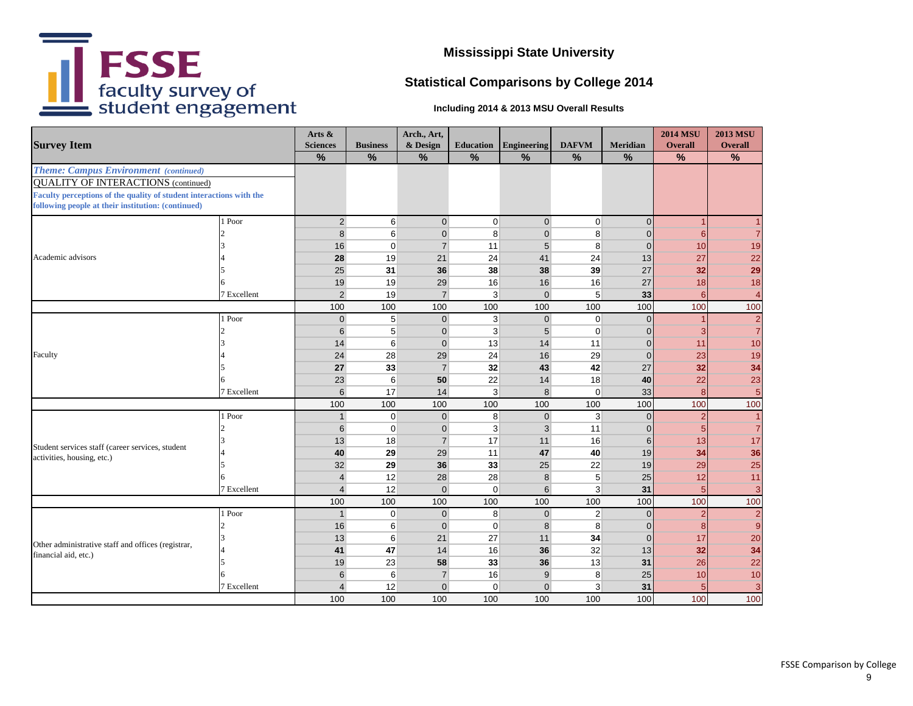# FSSE faculty survey of student engagement

## Mississippi State University

## Statistical Comparisons by College 2014

**Including 2014 & 2013 MSU Overall Results**

| Survey Item | | Arts & Sciences | Business | Arch., Art, & Design | Education | Engineering | DAFVM | Meridian | 2014 MSU Overall | 2013 MSU Overall |
|---|---|---|---|---|---|---|---|---|---|---|
| | | % | % | % | % | % | % | % | % | % |
| ***Theme: Campus Environment (continued)*** | | | | | | | | | | |
| QUALITY OF INTERACTIONS (continued) | | | | | | | | | | |
| **Faculty perceptions of the quality of student interactions with the following people at their institution: (continued)** | | | | | | | | | | |
| Academic advisors | 1 Poor | 2 | 6 | 0 | 0 | 0 | 0 | 0 | 1 | 1 |
| | 2 | 8 | 6 | 0 | 8 | 0 | 8 | 0 | 6 | 7 |
| | 3 | 16 | 0 | 7 | 11 | 5 | 8 | 0 | 10 | 19 |
| | 4 | **28** | 19 | 21 | 24 | 41 | 24 | 13 | 27 | 22 |
| | 5 | 25 | **31** | **36** | **38** | **38** | **39** | 27 | **32** | **29** |
| | 6 | 19 | 19 | 29 | 16 | 16 | 16 | 27 | 18 | 18 |
| | 7 Excellent | 2 | 19 | 7 | 3 | 0 | 5 | **33** | 6 | 4 |
| | | 100 | 100 | 100 | 100 | 100 | 100 | 100 | 100 | 100 |
| Faculty | 1 Poor | 0 | 5 | 0 | 3 | 0 | 0 | 0 | 1 | 2 |
| | 2 | 6 | 5 | 0 | 3 | 5 | 0 | 0 | 3 | 7 |
| | 3 | 14 | 6 | 0 | 13 | 14 | 11 | 0 | 11 | 10 |
| | 4 | 24 | 28 | 29 | 24 | 16 | 29 | 0 | 23 | 19 |
| | 5 | **27** | **33** | 7 | **32** | **43** | **42** | 27 | **32** | **34** |
| | 6 | 23 | 6 | **50** | 22 | 14 | 18 | **40** | 22 | 23 |
| | 7 Excellent | 6 | 17 | 14 | 3 | 8 | 0 | 33 | 8 | 5 |
| | | 100 | 100 | 100 | 100 | 100 | 100 | 100 | 100 | 100 |
| Student services staff (career services, student activities, housing, etc.) | 1 Poor | 1 | 0 | 0 | 8 | 0 | 3 | 0 | 2 | 1 |
| | 2 | 6 | 0 | 0 | 3 | 3 | 11 | 0 | 5 | 7 |
| | 3 | 13 | 18 | 7 | 17 | 11 | 16 | 6 | 13 | 17 |
| | 4 | **40** | **29** | 29 | 11 | **47** | **40** | 19 | **34** | **36** |
| | 5 | 32 | **29** | **36** | **33** | 25 | 22 | 19 | 29 | 25 |
| | 6 | 4 | 12 | 28 | 28 | 8 | 5 | 25 | 12 | 11 |
| | 7 Excellent | 4 | 12 | 0 | 0 | 6 | 3 | **31** | 5 | 3 |
| | | 100 | 100 | 100 | 100 | 100 | 100 | 100 | 100 | 100 |
| Other administrative staff and offices (registrar, financial aid, etc.) | 1 Poor | 1 | 0 | 0 | 8 | 0 | 2 | 0 | 2 | 2 |
| | 2 | 16 | 6 | 0 | 0 | 8 | 8 | 0 | 8 | 9 |
| | 3 | 13 | 6 | 21 | 27 | 11 | **34** | 0 | 17 | 20 |
| | 4 | **41** | **47** | 14 | 16 | **36** | 32 | 13 | **32** | **34** |
| | 5 | 19 | 23 | **58** | **33** | **36** | 13 | **31** | 26 | 22 |
| | 6 | 6 | 6 | 7 | 16 | 9 | 8 | 25 | 10 | 10 |
| | 7 Excellent | 4 | 12 | 0 | 0 | 0 | 3 | **31** | 5 | 3 |
| | | 100 | 100 | 100 | 100 | 100 | 100 | 100 | 100 | 100 |

FSSE Comparison by College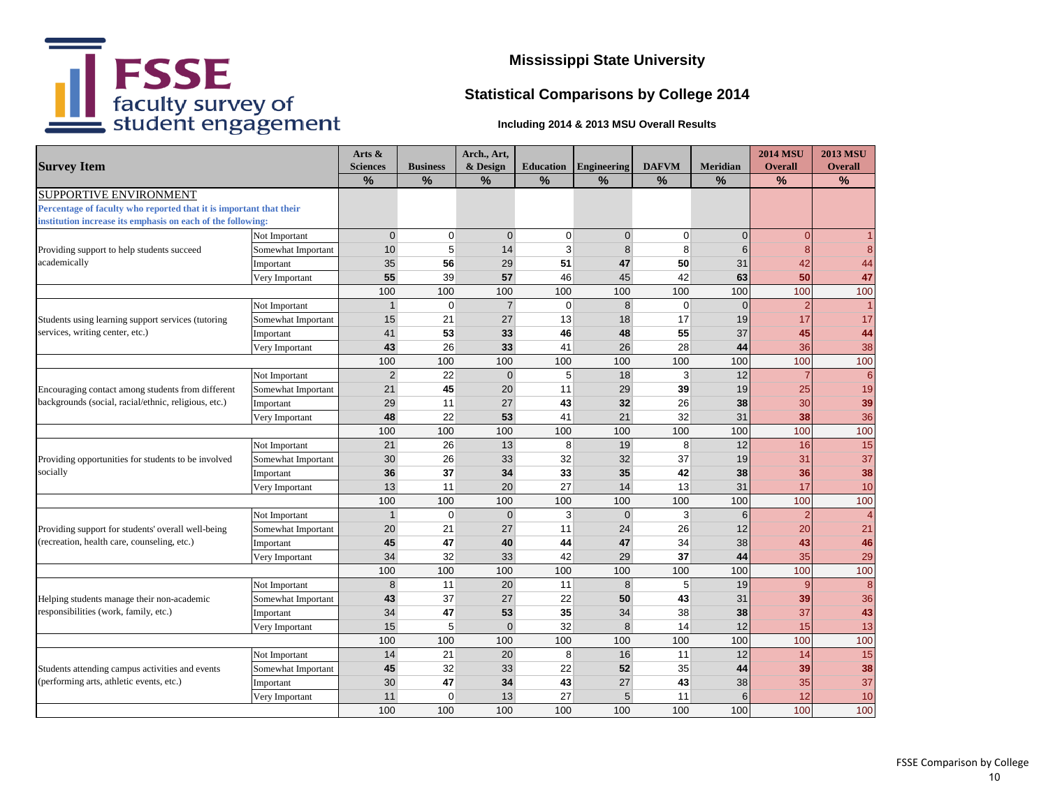# FSSE faculty survey of student engagement

## Mississippi State University

## Statistical Comparisons by College 2014

**Including 2014 & 2013 MSU Overall Results**

| Survey Item | | Arts & Sciences | Business | Arch., Art, & Design | Education | Engineering | DAFVM | Meridian | 2014 MSU Overall | 2013 MSU Overall |
|---|---|---|---|---|---|---|---|---|---|---|
| | | % | % | % | % | % | % | % | % | % |
| SUPPORTIVE ENVIRONMENT | | | | | | | | | | |
| **Percentage of faculty who reported that it is important that their institution increase its emphasis on each of the following:** | | | | | | | | | | |
| Providing support to help students succeed academically | Not Important | 0 | 0 | 0 | 0 | 0 | 0 | 0 | 0 | 1 |
| | Somewhat Important | 10 | 5 | 14 | 3 | 8 | 8 | 6 | 8 | 8 |
| | Important | 35 | **56** | 29 | **51** | **47** | **50** | 31 | 42 | 44 |
| | Very Important | **55** | 39 | **57** | 46 | 45 | 42 | **63** | **50** | **47** |
| | | 100 | 100 | 100 | 100 | 100 | 100 | 100 | 100 | 100 |
| Students using learning support services (tutoring services, writing center, etc.) | Not Important | 1 | 0 | 7 | 0 | 8 | 0 | 0 | 2 | 1 |
| | Somewhat Important | 15 | 21 | 27 | 13 | 18 | 17 | 19 | 17 | 17 |
| | Important | 41 | **53** | **33** | **46** | **48** | **55** | 37 | **45** | **44** |
| | Very Important | **43** | 26 | **33** | 41 | 26 | 28 | **44** | 36 | 38 |
| | | 100 | 100 | 100 | 100 | 100 | 100 | 100 | 100 | 100 |
| Encouraging contact among students from different backgrounds (social, racial/ethnic, religious, etc.) | Not Important | 2 | 22 | 0 | 5 | 18 | 3 | 12 | 7 | 6 |
| | Somewhat Important | 21 | **45** | 20 | 11 | 29 | **39** | 19 | 25 | 19 |
| | Important | 29 | 11 | 27 | **43** | **32** | 26 | **38** | 30 | **39** |
| | Very Important | **48** | 22 | **53** | 41 | 21 | 32 | 31 | **38** | 36 |
| | | 100 | 100 | 100 | 100 | 100 | 100 | 100 | 100 | 100 |
| Providing opportunities for students to be involved socially | Not Important | 21 | 26 | 13 | 8 | 19 | 8 | 12 | 16 | 15 |
| | Somewhat Important | 30 | 26 | 33 | 32 | 32 | 37 | 19 | 31 | 37 |
| | Important | **36** | **37** | **34** | **33** | **35** | **42** | **38** | **36** | **38** |
| | Very Important | 13 | 11 | 20 | 27 | 14 | 13 | 31 | 17 | 10 |
| | | 100 | 100 | 100 | 100 | 100 | 100 | 100 | 100 | 100 |
| Providing support for students' overall well-being (recreation, health care, counseling, etc.) | Not Important | 1 | 0 | 0 | 3 | 0 | 3 | 6 | 2 | 4 |
| | Somewhat Important | 20 | 21 | 27 | 11 | 24 | 26 | 12 | 20 | 21 |
| | Important | **45** | **47** | **40** | **44** | **47** | 34 | 38 | **43** | **46** |
| | Very Important | 34 | 32 | 33 | 42 | 29 | **37** | **44** | 35 | 29 |
| | | 100 | 100 | 100 | 100 | 100 | 100 | 100 | 100 | 100 |
| Helping students manage their non-academic responsibilities (work, family, etc.) | Not Important | 8 | 11 | 20 | 11 | 8 | 5 | 19 | 9 | 8 |
| | Somewhat Important | **43** | 37 | 27 | 22 | **50** | **43** | 31 | **39** | 36 |
| | Important | 34 | **47** | **53** | **35** | 34 | 38 | **38** | 37 | **43** |
| | Very Important | 15 | 5 | 0 | 32 | 8 | 14 | 12 | 15 | 13 |
| | | 100 | 100 | 100 | 100 | 100 | 100 | 100 | 100 | 100 |
| Students attending campus activities and events (performing arts, athletic events, etc.) | Not Important | 14 | 21 | 20 | 8 | 16 | 11 | 12 | 14 | 15 |
| | Somewhat Important | **45** | 32 | 33 | 22 | **52** | 35 | **44** | **39** | **38** |
| | Important | 30 | **47** | **34** | **43** | 27 | **43** | 38 | 35 | 37 |
| | Very Important | 11 | 0 | 13 | 27 | 5 | 11 | 6 | 12 | 10 |
| | | 100 | 100 | 100 | 100 | 100 | 100 | 100 | 100 | 100 |

FSSE Comparison by College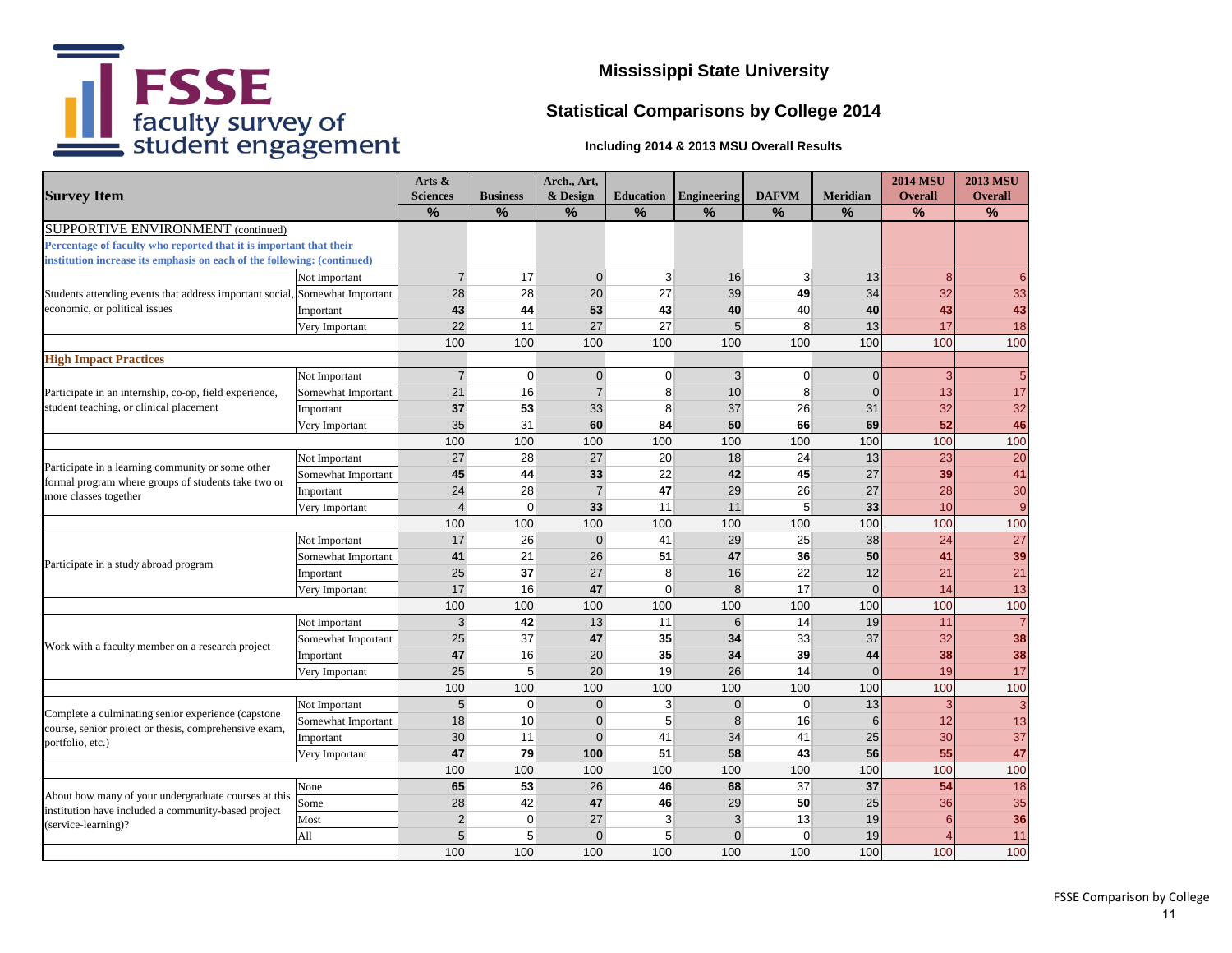# Mississippi State University

## Statistical Comparisons by College 2014

### Including 2014 & 2013 MSU Overall Results

| Survey Item | | Arts & Sciences | Business | Arch., Art, & Design | Education | Engineering | DAFVM | Meridian | 2014 MSU Overall | 2013 MSU Overall |
|---|---|---|---|---|---|---|---|---|---|---|
| | | % | % | % | % | % | % | % | % | % |
| SUPPORTIVE ENVIRONMENT (continued) | | | | | | | | | | |
| Percentage of faculty who reported that it is important that their institution increase its emphasis on each of the following: (continued) | | | | | | | | | | |
| Students attending events that address important social, economic, or political issues | Not Important | 7 | 17 | 0 | 3 | 16 | 3 | 13 | 8 | 6 |
| | Somewhat Important | 28 | 28 | 20 | 27 | 39 | **49** | 34 | 32 | 33 |
| | Important | **43** | **44** | **53** | **43** | **40** | 40 | **40** | **43** | **43** |
| | Very Important | 22 | 11 | 27 | 27 | 5 | 8 | 13 | 17 | 18 |
| | | 100 | 100 | 100 | 100 | 100 | 100 | 100 | 100 | 100 |
| **High Impact Practices** | | | | | | | | | | |
| Participate in an internship, co-op, field experience, student teaching, or clinical placement | Not Important | 7 | 0 | 0 | 0 | 3 | 0 | 0 | 3 | 5 |
| | Somewhat Important | 21 | 16 | 7 | 8 | 10 | 8 | 0 | 13 | 17 |
| | Important | **37** | **53** | 33 | 8 | 37 | 26 | 31 | 32 | 32 |
| | Very Important | 35 | 31 | **60** | **84** | **50** | **66** | **69** | **52** | **46** |
| | | 100 | 100 | 100 | 100 | 100 | 100 | 100 | 100 | 100 |
| Participate in a learning community or some other formal program where groups of students take two or more classes together | Not Important | 27 | 28 | 27 | 20 | 18 | 24 | 13 | 23 | 20 |
| | Somewhat Important | **45** | **44** | **33** | 22 | **42** | **45** | 27 | **39** | **41** |
| | Important | 24 | 28 | 7 | **47** | 29 | 26 | 27 | 28 | 30 |
| | Very Important | 4 | 0 | **33** | 11 | 11 | 5 | **33** | 10 | 9 |
| | | 100 | 100 | 100 | 100 | 100 | 100 | 100 | 100 | 100 |
| Participate in a study abroad program | Not Important | 17 | 26 | 0 | 41 | 29 | 25 | 38 | 24 | 27 |
| | Somewhat Important | **41** | 21 | 26 | **51** | **47** | **36** | **50** | **41** | **39** |
| | Important | 25 | **37** | 27 | 8 | 16 | 22 | 12 | 21 | 21 |
| | Very Important | 17 | 16 | **47** | 0 | 8 | 17 | 0 | 14 | 13 |
| | | 100 | 100 | 100 | 100 | 100 | 100 | 100 | 100 | 100 |
| Work with a faculty member on a research project | Not Important | 3 | **42** | 13 | 11 | 6 | 14 | 19 | 11 | 7 |
| | Somewhat Important | 25 | 37 | **47** | **35** | **34** | 33 | 37 | 32 | **38** |
| | Important | **47** | 16 | 20 | **35** | **34** | **39** | **44** | **38** | **38** |
| | Very Important | 25 | 5 | 20 | 19 | 26 | 14 | 0 | 19 | 17 |
| | | 100 | 100 | 100 | 100 | 100 | 100 | 100 | 100 | 100 |
| Complete a culminating senior experience (capstone course, senior project or thesis, comprehensive exam, portfolio, etc.) | Not Important | 5 | 0 | 0 | 3 | 0 | 0 | 13 | 3 | 3 |
| | Somewhat Important | 18 | 10 | 0 | 5 | 8 | 16 | 6 | 12 | 13 |
| | Important | 30 | 11 | 0 | 41 | 34 | 41 | 25 | 30 | 37 |
| | Very Important | **47** | **79** | **100** | **51** | **58** | **43** | **56** | **55** | **47** |
| | | 100 | 100 | 100 | 100 | 100 | 100 | 100 | 100 | 100 |
| About how many of your undergraduate courses at this institution have included a community-based project (service-learning)? | None | **65** | **53** | 26 | **46** | **68** | 37 | **37** | **54** | 18 |
| | Some | 28 | 42 | **47** | **46** | 29 | **50** | 25 | 36 | 35 |
| | Most | 2 | 0 | 27 | 3 | 3 | 13 | 19 | 6 | **36** |
| | All | 5 | 5 | 0 | 5 | 0 | 0 | 19 | 4 | 11 |
| | | 100 | 100 | 100 | 100 | 100 | 100 | 100 | 100 | 100 |

FSSE Comparison by College